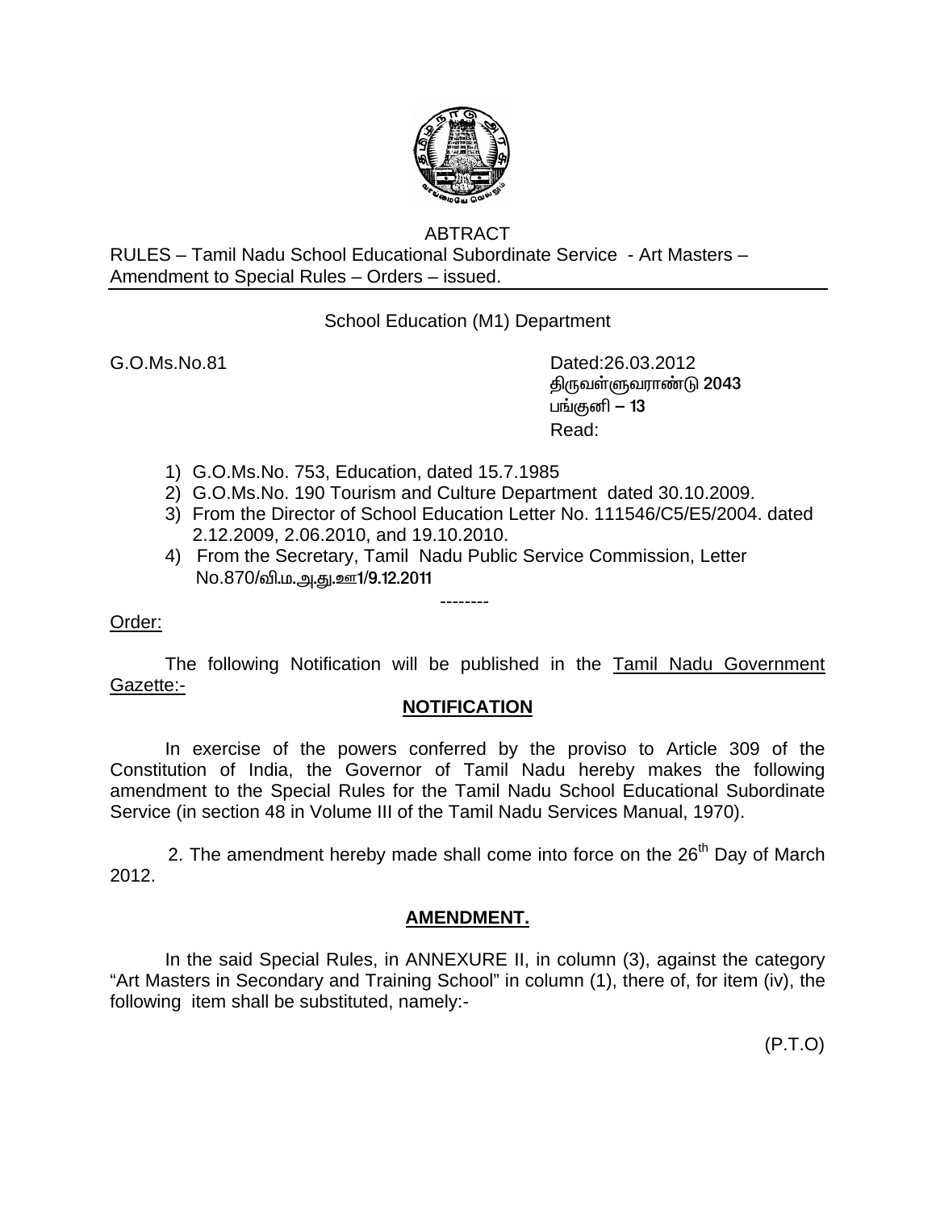ABTRACT

RULES – Tamil Nadu School Educational Subordinate Service - Art Masters – Amendment to Special Rules – Orders – issued.

School Education (M1) Department

G.O.Ms.No.81 Dated:26.03.2012
திருவள்ளுவராண்டு 2043
பங்குனி – 13

Read:

1) G.O.Ms.No. 753, Education, dated 15.7.1985
2) G.O.Ms.No. 190 Tourism and Culture Department dated 30.10.2009.
3) From the Director of School Education Letter No. 111546/C5/E5/2004. dated 2.12.2009, 2.06.2010, and 19.10.2010.
4) From the Secretary, Tamil Nadu Public Service Commission, Letter No.870/வி.ம.அ.து.ஊ1/9.12.2011

--------

Order:

The following Notification will be published in the Tamil Nadu Government Gazette:-

## NOTIFICATION

In exercise of the powers conferred by the proviso to Article 309 of the Constitution of India, the Governor of Tamil Nadu hereby makes the following amendment to the Special Rules for the Tamil Nadu School Educational Subordinate Service (in section 48 in Volume III of the Tamil Nadu Services Manual, 1970).

2. The amendment hereby made shall come into force on the 26th Day of March 2012.

## AMENDMENT.

In the said Special Rules, in ANNEXURE II, in column (3), against the category "Art Masters in Secondary and Training School" in column (1), there of, for item (iv), the following item shall be substituted, namely:-

(P.T.O)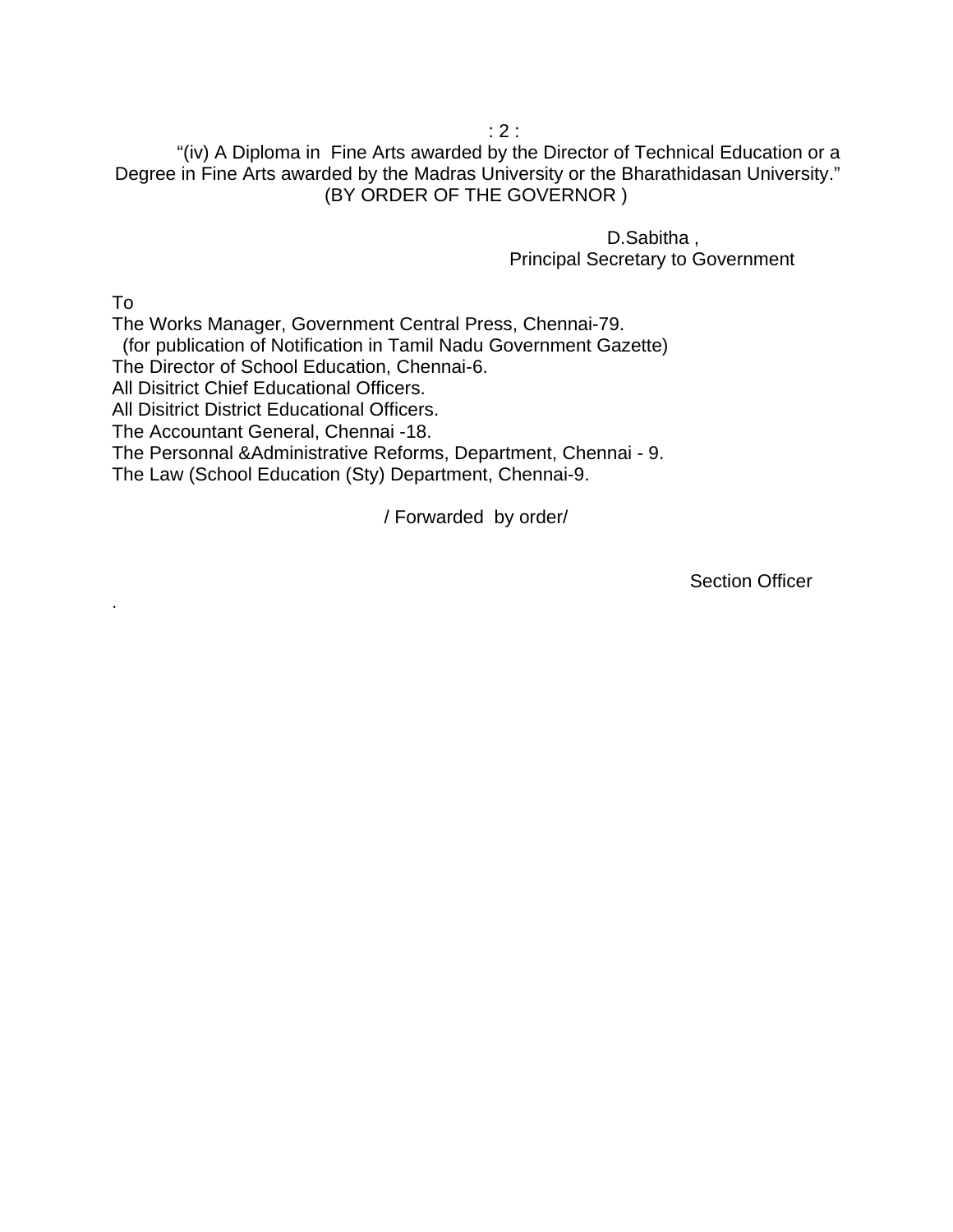"(iv) A Diploma in Fine Arts awarded by the Director of Technical Education or a Degree in Fine Arts awarded by the Madras University or the Bharathidasan University."

(BY ORDER OF THE GOVERNOR )

D.Sabitha ,
Principal Secretary to Government

To
The Works Manager, Government Central Press, Chennai-79.
(for publication of Notification in Tamil Nadu Government Gazette)
The Director of School Education, Chennai-6.
All Disitrict Chief Educational Officers.
All Disitrict District Educational Officers.
The Accountant General, Chennai -18.
The Personnal &Administrative Reforms, Department, Chennai - 9.
The Law (School Education (Sty) Department, Chennai-9.

/ Forwarded by order/

Section Officer

.